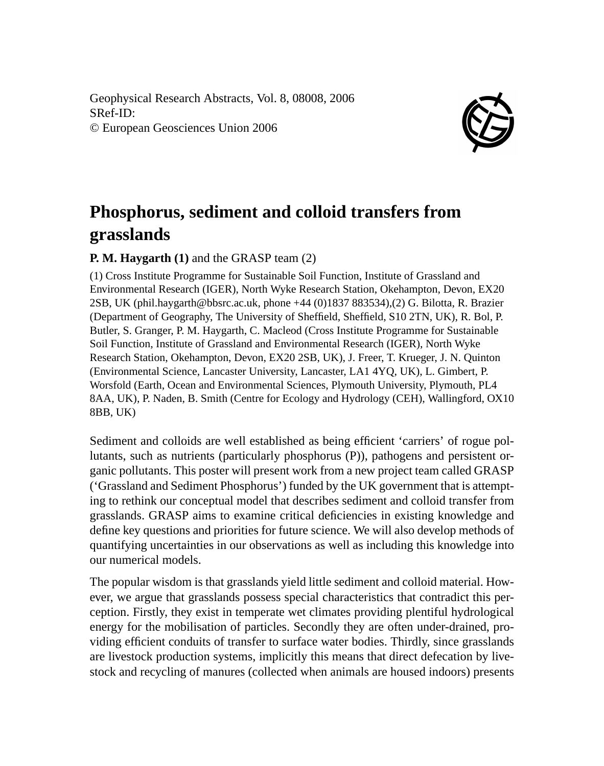Geophysical Research Abstracts, Vol. 8, 08008, 2006
SRef-ID:
© European Geosciences Union 2006

# Phosphorus, sediment and colloid transfers from grasslands

**P. M. Haygarth (1)** and the GRASP team (2)

(1) Cross Institute Programme for Sustainable Soil Function, Institute of Grassland and Environmental Research (IGER), North Wyke Research Station, Okehampton, Devon, EX20 2SB, UK (phil.haygarth@bbsrc.ac.uk, phone +44 (0)1837 883534),(2) G. Bilotta, R. Brazier (Department of Geography, The University of Sheffield, Sheffield, S10 2TN, UK), R. Bol, P. Butler, S. Granger, P. M. Haygarth, C. Macleod (Cross Institute Programme for Sustainable Soil Function, Institute of Grassland and Environmental Research (IGER), North Wyke Research Station, Okehampton, Devon, EX20 2SB, UK), J. Freer, T. Krueger, J. N. Quinton (Environmental Science, Lancaster University, Lancaster, LA1 4YQ, UK), L. Gimbert, P. Worsfold (Earth, Ocean and Environmental Sciences, Plymouth University, Plymouth, PL4 8AA, UK), P. Naden, B. Smith (Centre for Ecology and Hydrology (CEH), Wallingford, OX10 8BB, UK)

Sediment and colloids are well established as being efficient 'carriers' of rogue pollutants, such as nutrients (particularly phosphorus (P)), pathogens and persistent organic pollutants. This poster will present work from a new project team called GRASP ('Grassland and Sediment Phosphorus') funded by the UK government that is attempting to rethink our conceptual model that describes sediment and colloid transfer from grasslands. GRASP aims to examine critical deficiencies in existing knowledge and define key questions and priorities for future science. We will also develop methods of quantifying uncertainties in our observations as well as including this knowledge into our numerical models.

The popular wisdom is that grasslands yield little sediment and colloid material. However, we argue that grasslands possess special characteristics that contradict this perception. Firstly, they exist in temperate wet climates providing plentiful hydrological energy for the mobilisation of particles. Secondly they are often under-drained, providing efficient conduits of transfer to surface water bodies. Thirdly, since grasslands are livestock production systems, implicitly this means that direct defecation by livestock and recycling of manures (collected when animals are housed indoors) presents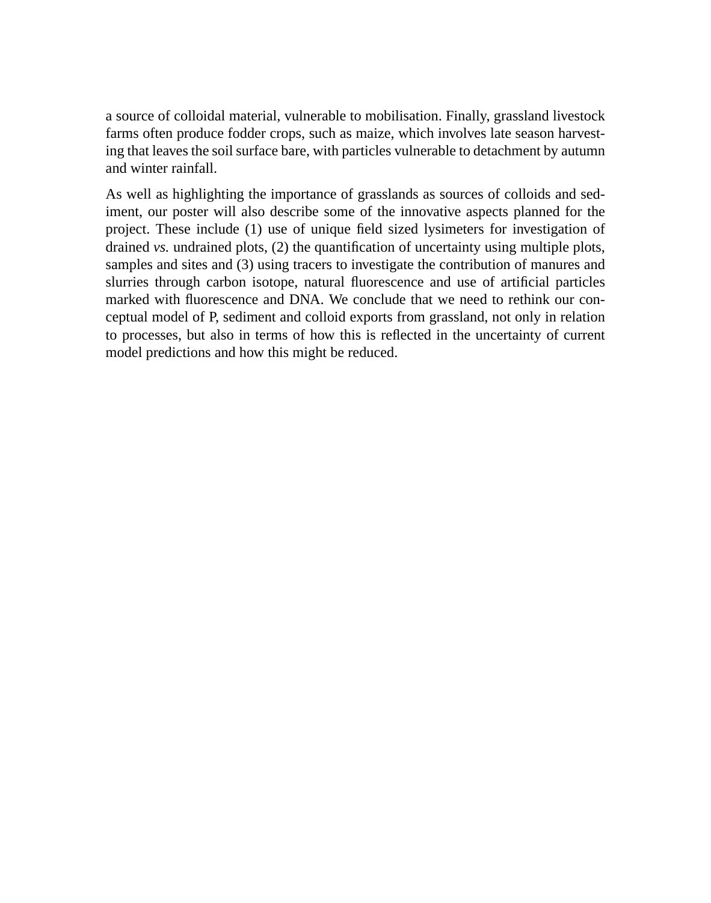a source of colloidal material, vulnerable to mobilisation. Finally, grassland livestock farms often produce fodder crops, such as maize, which involves late season harvesting that leaves the soil surface bare, with particles vulnerable to detachment by autumn and winter rainfall.

As well as highlighting the importance of grasslands as sources of colloids and sediment, our poster will also describe some of the innovative aspects planned for the project. These include (1) use of unique field sized lysimeters for investigation of drained *vs.* undrained plots, (2) the quantification of uncertainty using multiple plots, samples and sites and (3) using tracers to investigate the contribution of manures and slurries through carbon isotope, natural fluorescence and use of artificial particles marked with fluorescence and DNA. We conclude that we need to rethink our conceptual model of P, sediment and colloid exports from grassland, not only in relation to processes, but also in terms of how this is reflected in the uncertainty of current model predictions and how this might be reduced.